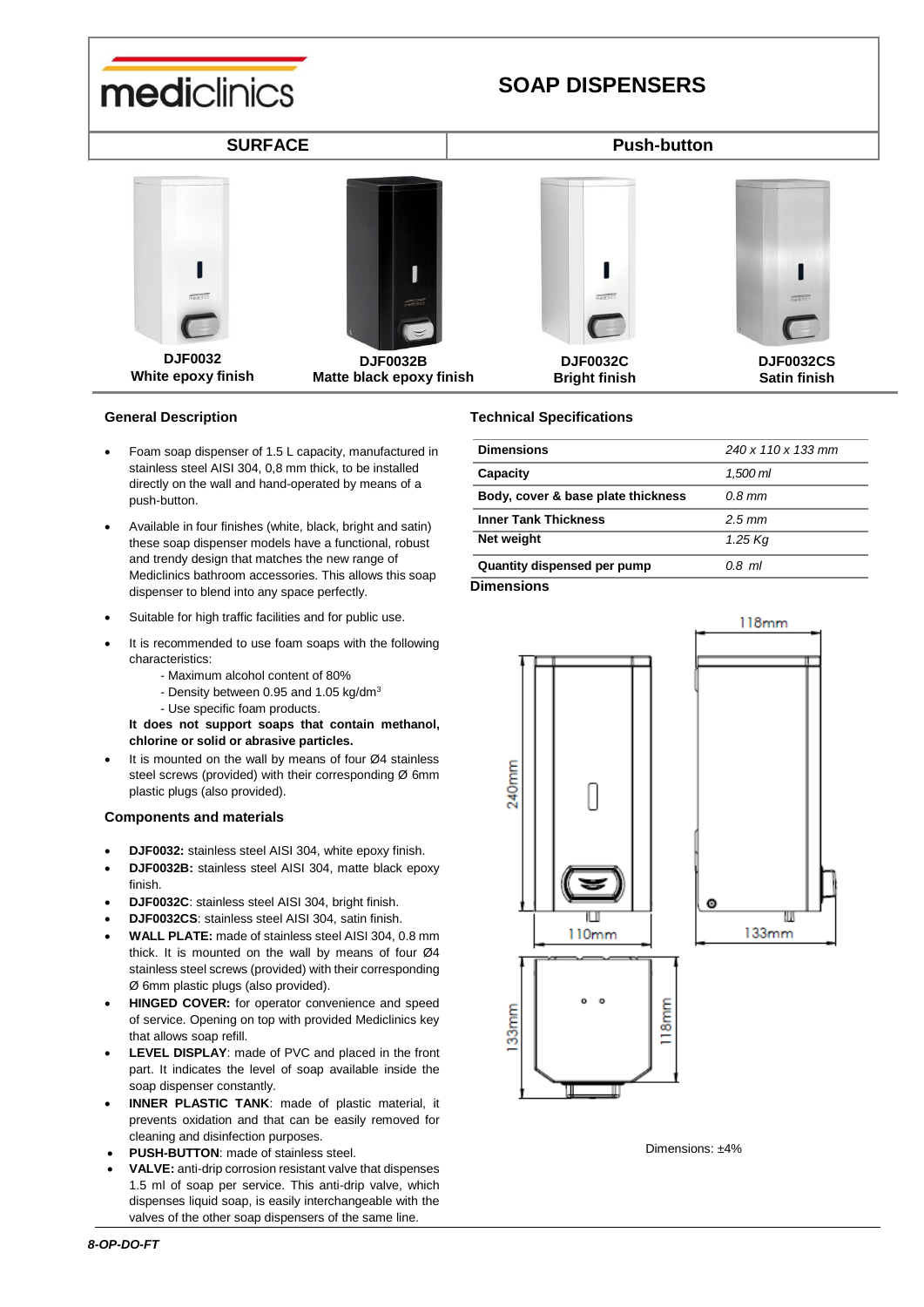# SOAP DISPENSERS

mediclinics

## SURFACE — Push-button

| DJF0032 | DJF0032B | DJF0032C | DJF0032CS |
|---|---|---|---|
| White epoxy finish | Matte black epoxy finish | Bright finish | Satin finish |

### General Description

- Foam soap dispenser of 1.5 L capacity, manufactured in stainless steel AISI 304, 0,8 mm thick, to be installed directly on the wall and hand-operated by means of a push-button.
- Available in four finishes (white, black, bright and satin) these soap dispenser models have a functional, robust and trendy design that matches the new range of Mediclinics bathroom accessories. This allows this soap dispenser to blend into any space perfectly.
- Suitable for high traffic facilities and for public use.
- It is recommended to use foam soaps with the following characteristics:
  - Maximum alcohol content of 80%
  - Density between 0.95 and 1.05 kg/dm$^3$
  - Use specific foam products.

  **It does not support soaps that contain methanol, chlorine or solid or abrasive particles.**
- It is mounted on the wall by means of four Ø4 stainless steel screws (provided) with their corresponding Ø 6mm plastic plugs (also provided).

### Components and materials

- **DJF0032:** stainless steel AISI 304, white epoxy finish.
- **DJF0032B:** stainless steel AISI 304, matte black epoxy finish.
- **DJF0032C**: stainless steel AISI 304, bright finish.
- **DJF0032CS**: stainless steel AISI 304, satin finish.
- **WALL PLATE:** made of stainless steel AISI 304, 0.8 mm thick. It is mounted on the wall by means of four Ø4 stainless steel screws (provided) with their corresponding Ø 6mm plastic plugs (also provided).
- **HINGED COVER:** for operator convenience and speed of service. Opening on top with provided Mediclinics key that allows soap refill.
- **LEVEL DISPLAY**: made of PVC and placed in the front part. It indicates the level of soap available inside the soap dispenser constantly.
- **INNER PLASTIC TANK**: made of plastic material, it prevents oxidation and that can be easily removed for cleaning and disinfection purposes.
- **PUSH-BUTTON**: made of stainless steel.
- **VALVE:** anti-drip corrosion resistant valve that dispenses 1.5 ml of soap per service. This anti-drip valve, which dispenses liquid soap, is easily interchangeable with the valves of the other soap dispensers of the same line.

### Technical Specifications

| | |
|---|---|
| **Dimensions** | *240 x 110 x 133 mm* |
| **Capacity** | *1,500 ml* |
| **Body, cover & base plate thickness** | *0.8 mm* |
| **Inner Tank Thickness** | *2.5 mm* |
| **Net weight** | *1.25 Kg* |
| **Quantity dispensed per pump** | *0.8 ml* |

### Dimensions

118mm

240mm

110mm

133mm

133mm

118mm

Dimensions: ±4%

*8-OP-DO-FT*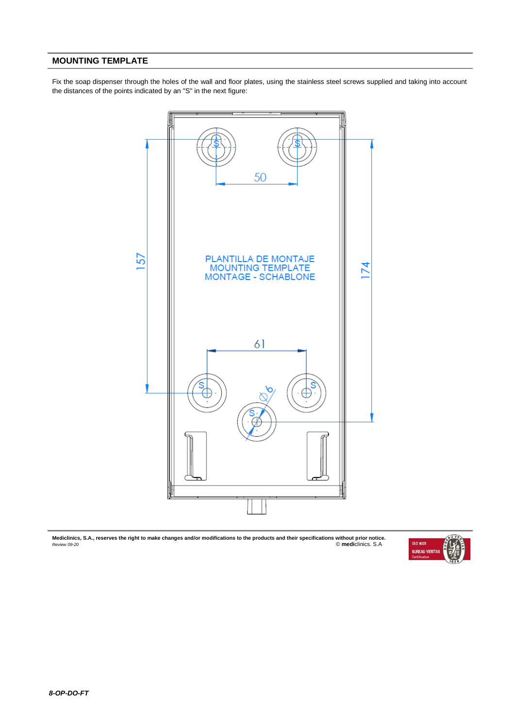## MOUNTING TEMPLATE

Fix the soap dispenser through the holes of the wall and floor plates, using the stainless steel screws supplied and taking into account the distances of the points indicated by an "S" in the next figure:

50

157

PLANTILLA DE MONTAJE
MOUNTING TEMPLATE
MONTAGE - SCHABLONE

174

61

Ø6

S

Mediclinics, S.A., reserves the right to make changes and/or modifications to the products and their specifications without prior notice.
*Review 09-20*
© **medi**clinics. S.A

ISO 9001
BUREAU VERITAS
Certification

*8-OP-DO-FT*